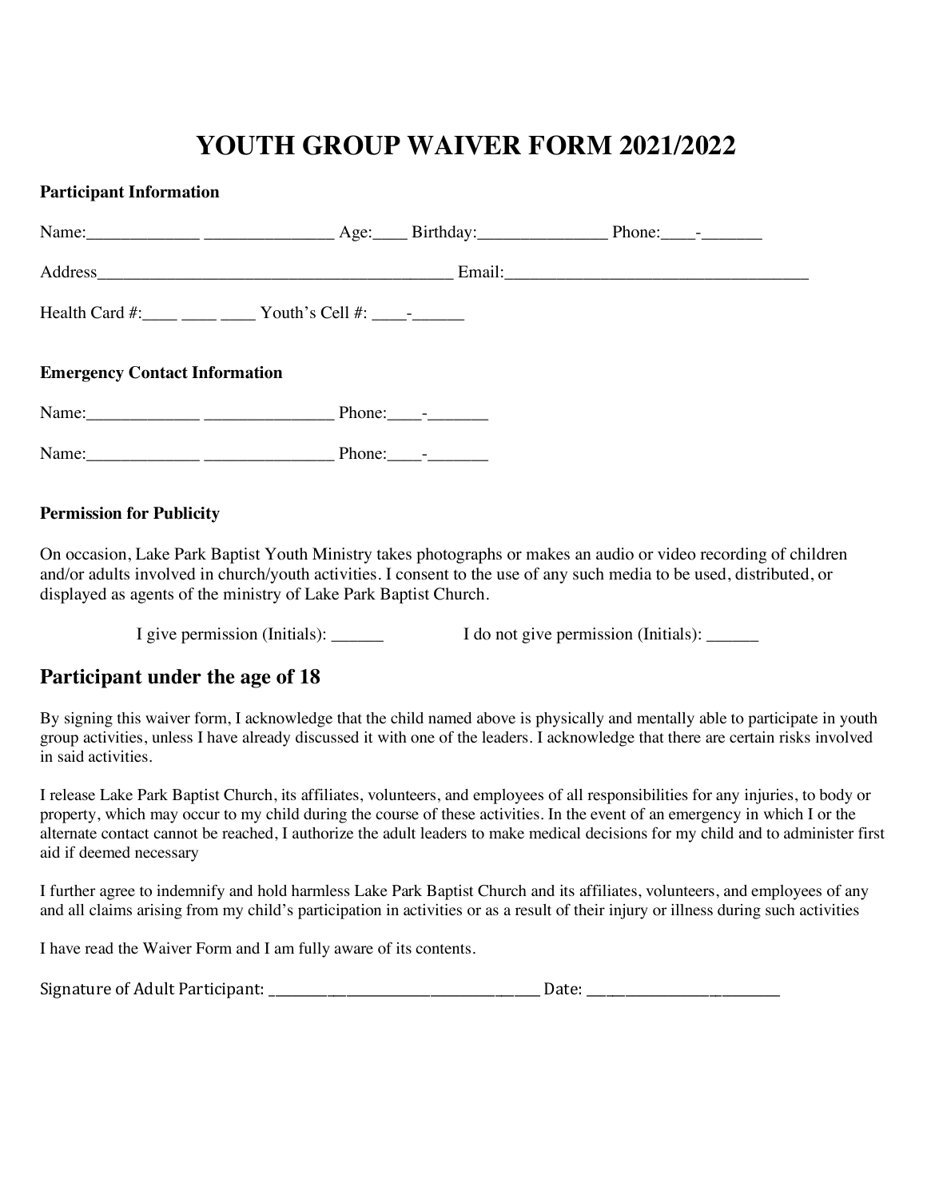# YOUTH GROUP WAIVER FORM 2021/2022

**Participant Information**

Name:_____________ _______________ Age:____ Birthday:_______________ Phone:____-_______

Address__________________________________________ Email:___________________________________

Health Card #:____ ____ ____ Youth's Cell #: ____-______

**Emergency Contact Information**

Name:_____________ _______________ Phone:____-_______

Name:_____________ _______________ Phone:____-_______

**Permission for Publicity**

On occasion, Lake Park Baptist Youth Ministry takes photographs or makes an audio or video recording of children and/or adults involved in church/youth activities. I consent to the use of any such media to be used, distributed, or displayed as agents of the ministry of Lake Park Baptist Church.

I give permission (Initials): ______ I do not give permission (Initials): ______

## Participant under the age of 18

By signing this waiver form, I acknowledge that the child named above is physically and mentally able to participate in youth group activities, unless I have already discussed it with one of the leaders. I acknowledge that there are certain risks involved in said activities.

I release Lake Park Baptist Church, its affiliates, volunteers, and employees of all responsibilities for any injuries, to body or property, which may occur to my child during the course of these activities. In the event of an emergency in which I or the alternate contact cannot be reached, I authorize the adult leaders to make medical decisions for my child and to administer first aid if deemed necessary

I further agree to indemnify and hold harmless Lake Park Baptist Church and its affiliates, volunteers, and employees of any and all claims arising from my child's participation in activities or as a result of their injury or illness during such activities

I have read the Waiver Form and I am fully aware of its contents.

Signature of Adult Participant: ___________________________________ Date: _________________________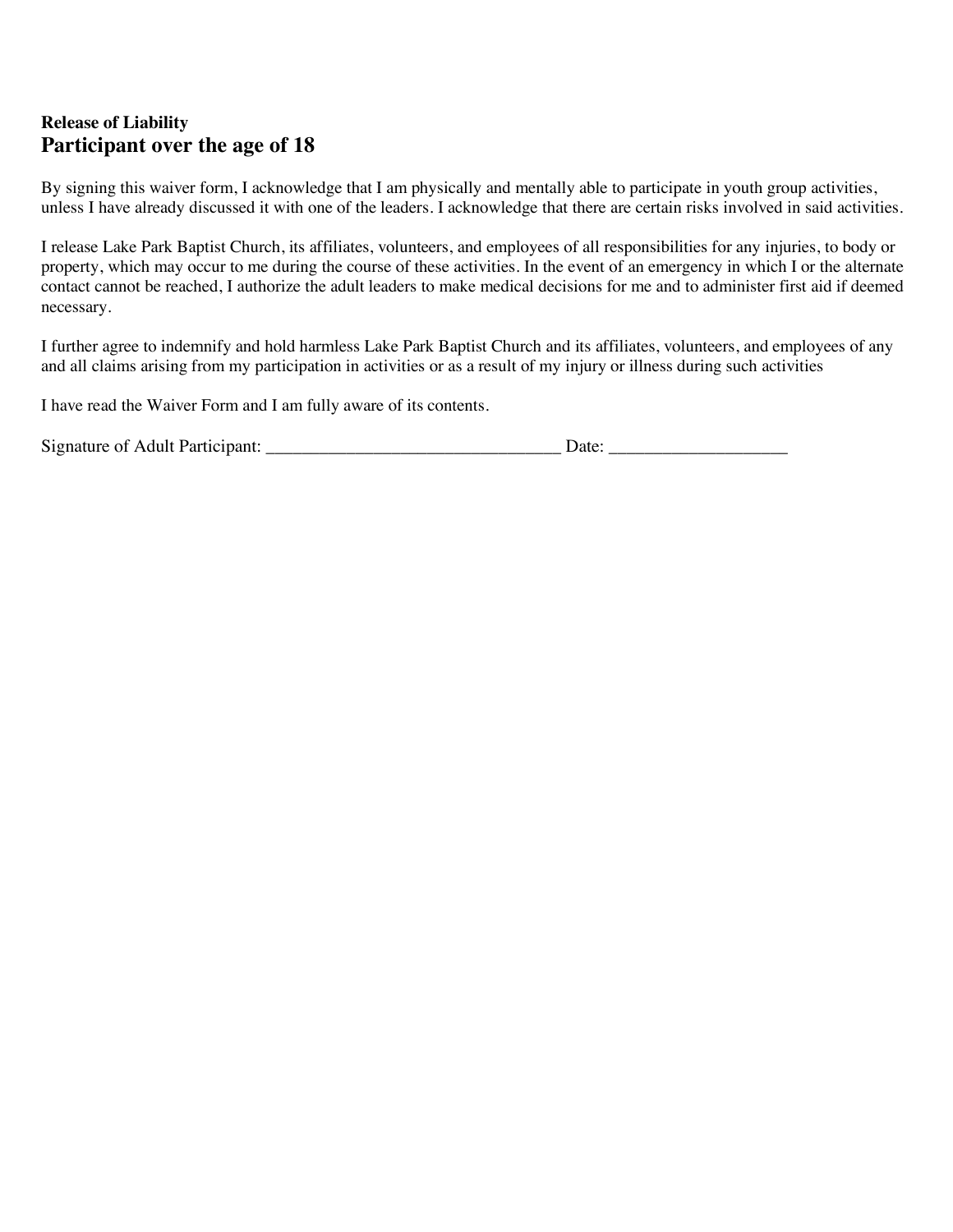**Release of Liability**

## Participant over the age of 18

By signing this waiver form, I acknowledge that I am physically and mentally able to participate in youth group activities, unless I have already discussed it with one of the leaders. I acknowledge that there are certain risks involved in said activities.

I release Lake Park Baptist Church, its affiliates, volunteers, and employees of all responsibilities for any injuries, to body or property, which may occur to me during the course of these activities. In the event of an emergency in which I or the alternate contact cannot be reached, I authorize the adult leaders to make medical decisions for me and to administer first aid if deemed necessary.

I further agree to indemnify and hold harmless Lake Park Baptist Church and its affiliates, volunteers, and employees of any and all claims arising from my participation in activities or as a result of my injury or illness during such activities

I have read the Waiver Form and I am fully aware of its contents.

Signature of Adult Participant: _________________________________ Date: ___________________